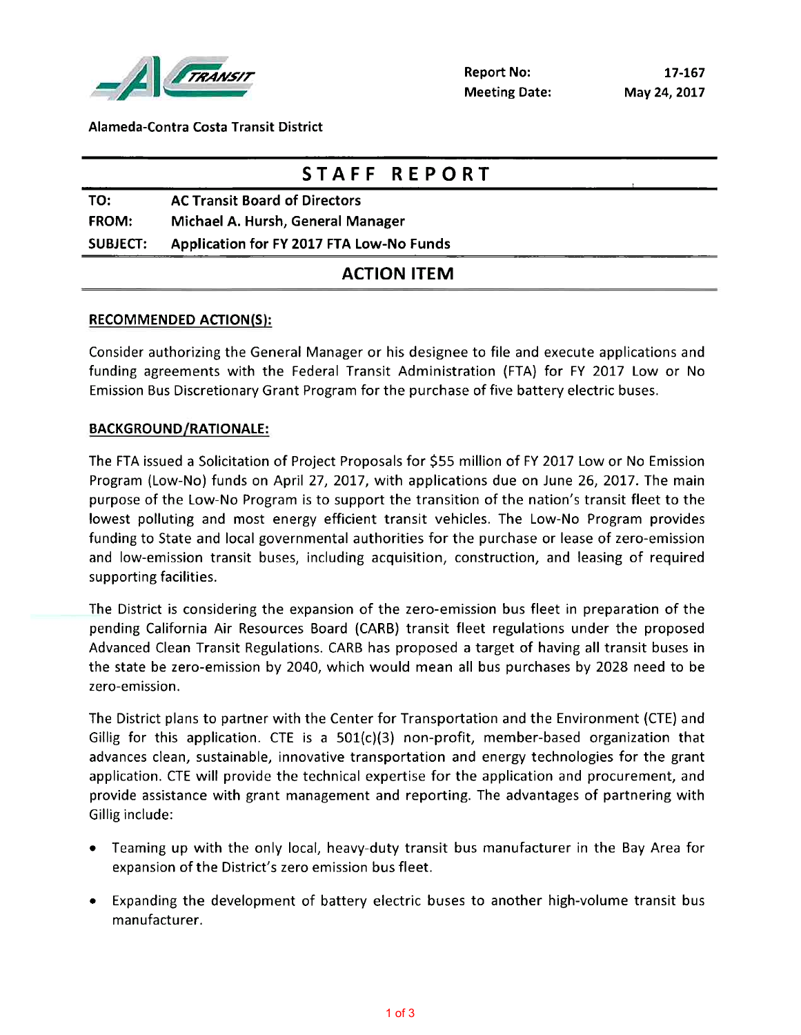Alameda-Contra Costa Transit District

**Report No:** 17-167
**Meeting Date:** May 24, 2017

# STAFF REPORT

**TO:** AC Transit Board of Directors
**FROM:** Michael A. Hursh, General Manager
**SUBJECT:** Application for FY 2017 FTA Low-No Funds

## ACTION ITEM

**RECOMMENDED ACTION(S):**

Consider authorizing the General Manager or his designee to file and execute applications and funding agreements with the Federal Transit Administration (FTA) for FY 2017 Low or No Emission Bus Discretionary Grant Program for the purchase of five battery electric buses.

**BACKGROUND/RATIONALE:**

The FTA issued a Solicitation of Project Proposals for $55 million of FY 2017 Low or No Emission Program (Low-No) funds on April 27, 2017, with applications due on June 26, 2017. The main purpose of the Low-No Program is to support the transition of the nation's transit fleet to the lowest polluting and most energy efficient transit vehicles. The Low-No Program provides funding to State and local governmental authorities for the purchase or lease of zero-emission and low-emission transit buses, including acquisition, construction, and leasing of required supporting facilities.

The District is considering the expansion of the zero-emission bus fleet in preparation of the pending California Air Resources Board (CARB) transit fleet regulations under the proposed Advanced Clean Transit Regulations. CARB has proposed a target of having all transit buses in the state be zero-emission by 2040, which would mean all bus purchases by 2028 need to be zero-emission.

The District plans to partner with the Center for Transportation and the Environment (CTE) and Gillig for this application. CTE is a 501(c)(3) non-profit, member-based organization that advances clean, sustainable, innovative transportation and energy technologies for the grant application. CTE will provide the technical expertise for the application and procurement, and provide assistance with grant management and reporting. The advantages of partnering with Gillig include:

- Teaming up with the only local, heavy-duty transit bus manufacturer in the Bay Area for expansion of the District's zero emission bus fleet.
- Expanding the development of battery electric buses to another high-volume transit bus manufacturer.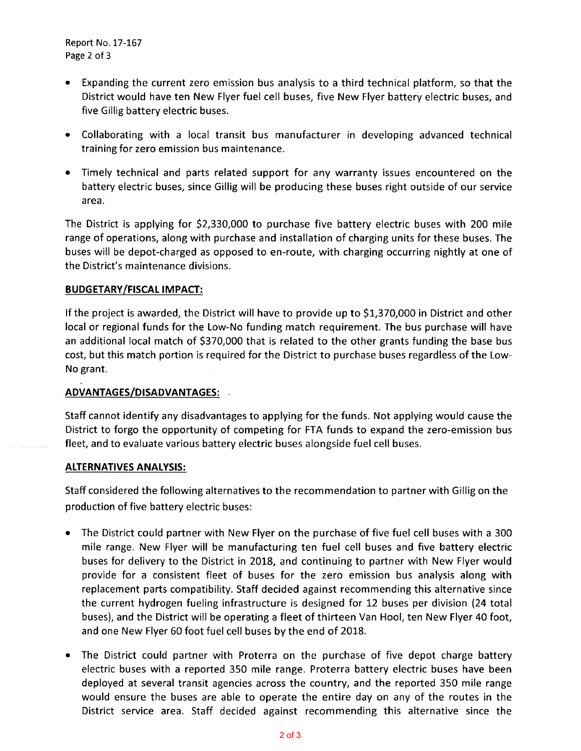- Expanding the current zero emission bus analysis to a third technical platform, so that the District would have ten New Flyer fuel cell buses, five New Flyer battery electric buses, and five Gillig battery electric buses.
- Collaborating with a local transit bus manufacturer in developing advanced technical training for zero emission bus maintenance.
- Timely technical and parts related support for any warranty issues encountered on the battery electric buses, since Gillig will be producing these buses right outside of our service area.

The District is applying for $2,330,000 to purchase five battery electric buses with 200 mile range of operations, along with purchase and installation of charging units for these buses. The buses will be depot-charged as opposed to en-route, with charging occurring nightly at one of the District's maintenance divisions.

## BUDGETARY/FISCAL IMPACT:

If the project is awarded, the District will have to provide up to $1,370,000 in District and other local or regional funds for the Low-No funding match requirement. The bus purchase will have an additional local match of $370,000 that is related to the other grants funding the base bus cost, but this match portion is required for the District to purchase buses regardless of the Low-No grant.

## ADVANTAGES/DISADVANTAGES:

Staff cannot identify any disadvantages to applying for the funds. Not applying would cause the District to forgo the opportunity of competing for FTA funds to expand the zero-emission bus fleet, and to evaluate various battery electric buses alongside fuel cell buses.

## ALTERNATIVES ANALYSIS:

Staff considered the following alternatives to the recommendation to partner with Gillig on the production of five battery electric buses:

- The District could partner with New Flyer on the purchase of five fuel cell buses with a 300 mile range. New Flyer will be manufacturing ten fuel cell buses and five battery electric buses for delivery to the District in 2018, and continuing to partner with New Flyer would provide for a consistent fleet of buses for the zero emission bus analysis along with replacement parts compatibility. Staff decided against recommending this alternative since the current hydrogen fueling infrastructure is designed for 12 buses per division (24 total buses), and the District will be operating a fleet of thirteen Van Hool, ten New Flyer 40 foot, and one New Flyer 60 foot fuel cell buses by the end of 2018.
- The District could partner with Proterra on the purchase of five depot charge battery electric buses with a reported 350 mile range. Proterra battery electric buses have been deployed at several transit agencies across the country, and the reported 350 mile range would ensure the buses are able to operate the entire day on any of the routes in the District service area. Staff decided against recommending this alternative since the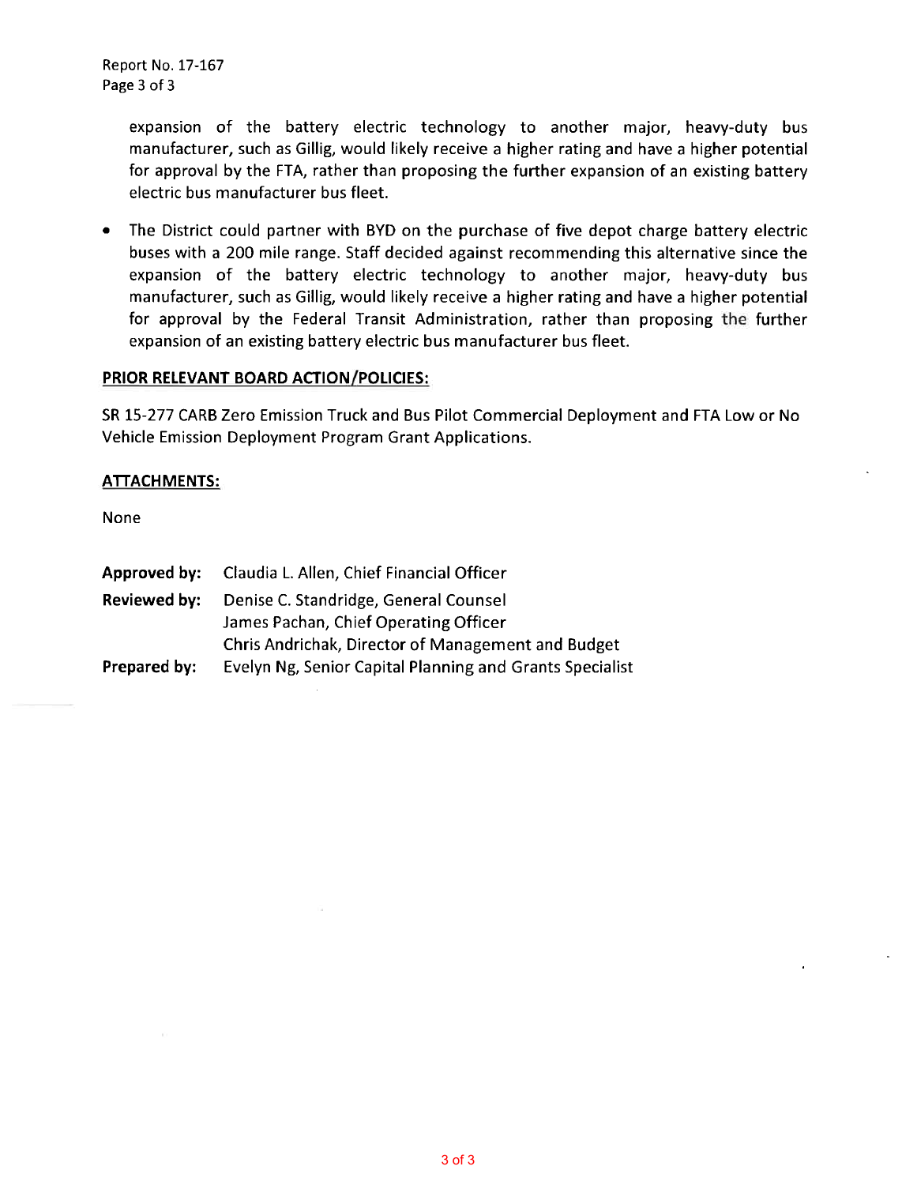expansion of the battery electric technology to another major, heavy-duty bus manufacturer, such as Gillig, would likely receive a higher rating and have a higher potential for approval by the FTA, rather than proposing the further expansion of an existing battery electric bus manufacturer bus fleet.

- The District could partner with BYD on the purchase of five depot charge battery electric buses with a 200 mile range. Staff decided against recommending this alternative since the expansion of the battery electric technology to another major, heavy-duty bus manufacturer, such as Gillig, would likely receive a higher rating and have a higher potential for approval by the Federal Transit Administration, rather than proposing the further expansion of an existing battery electric bus manufacturer bus fleet.

**PRIOR RELEVANT BOARD ACTION/POLICIES:**

SR 15-277 CARB Zero Emission Truck and Bus Pilot Commercial Deployment and FTA Low or No Vehicle Emission Deployment Program Grant Applications.

**ATTACHMENTS:**

None

**Approved by:** Claudia L. Allen, Chief Financial Officer

**Reviewed by:** Denise C. Standridge, General Counsel
James Pachan, Chief Operating Officer
Chris Andrichak, Director of Management and Budget

**Prepared by:** Evelyn Ng, Senior Capital Planning and Grants Specialist